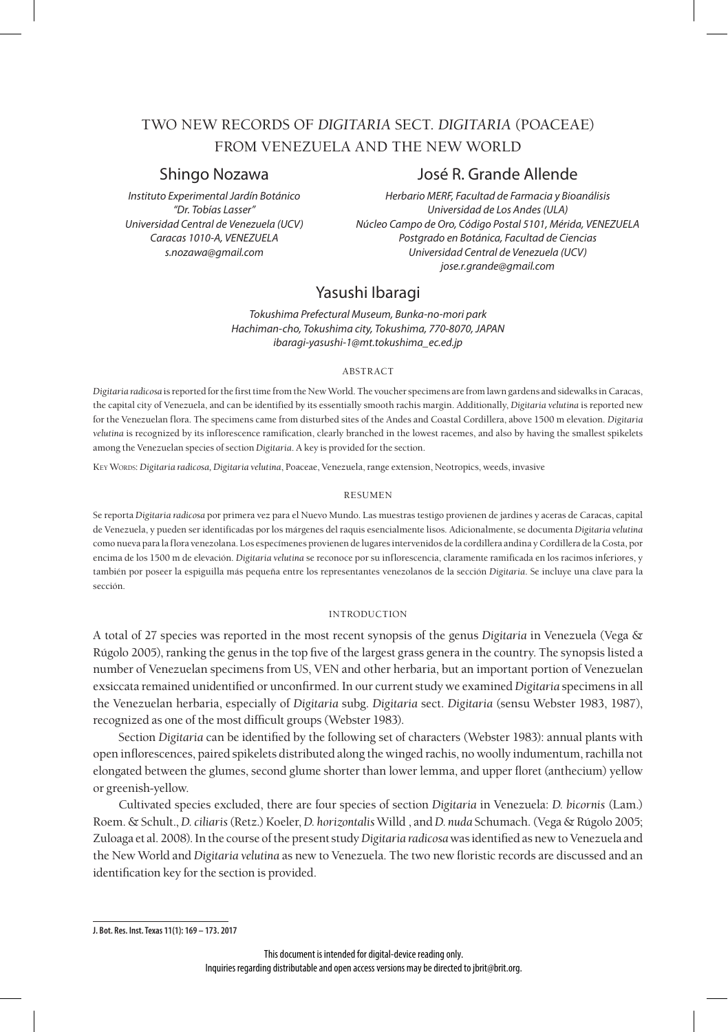# TWO NEW RECORDS OF *DIGITARIA* SECT. *DIGITARIA* (POACEAE) FROM VENEZUELA AND THE NEW WORLD

**Shingo Nozawa**

*Instituto Experimental Jardín Botánico*
*"Dr. Tobías Lasser"*
*Universidad Central de Venezuela (UCV)*
*Caracas 1010-A, VENEZUELA*
*s.nozawa@gmail.com*

**José R. Grande Allende**

*Herbario MERF, Facultad de Farmacia y Bioanálisis*
*Universidad de Los Andes (ULA)*
*Núcleo Campo de Oro, Código Postal 5101, Mérida, VENEZUELA*
*Postgrado en Botánica, Facultad de Ciencias*
*Universidad Central de Venezuela (UCV)*
*jose.r.grande@gmail.com*

**Yasushi Ibaragi**

*Tokushima Prefectural Museum, Bunka-no-mori park*
*Hachiman-cho, Tokushima city, Tokushima, 770-8070, JAPAN*
*ibaragi-yasushi-1@mt.tokushima_ec.ed.jp*

## ABSTRACT

*Digitaria radicosa* is reported for the first time from the New World. The voucher specimens are from lawn gardens and sidewalks in Caracas, the capital city of Venezuela, and can be identified by its essentially smooth rachis margin. Additionally, *Digitaria velutina* is reported new for the Venezuelan flora. The specimens came from disturbed sites of the Andes and Coastal Cordillera, above 1500 m elevation. *Digitaria velutina* is recognized by its inflorescence ramification, clearly branched in the lowest racemes, and also by having the smallest spikelets among the Venezuelan species of section *Digitaria*. A key is provided for the section.

KEY WORDS: *Digitaria radicosa, Digitaria velutina*, Poaceae, Venezuela, range extension, Neotropics, weeds, invasive

## RESUMEN

Se reporta *Digitaria radicosa* por primera vez para el Nuevo Mundo. Las muestras testigo provienen de jardines y aceras de Caracas, capital de Venezuela, y pueden ser identificadas por los márgenes del raquis esencialmente lisos. Adicionalmente, se documenta *Digitaria velutina* como nueva para la flora venezolana. Los especímenes provienen de lugares intervenidos de la cordillera andina y Cordillera de la Costa, por encima de los 1500 m de elevación. *Digitaria velutina* se reconoce por su inflorescencia, claramente ramificada en los racimos inferiores, y también por poseer la espiguilla más pequeña entre los representantes venezolanos de la sección *Digitaria*. Se incluye una clave para la sección.

## INTRODUCTION

A total of 27 species was reported in the most recent synopsis of the genus *Digitaria* in Venezuela (Vega & Rúgolo 2005), ranking the genus in the top five of the largest grass genera in the country. The synopsis listed a number of Venezuelan specimens from US, VEN and other herbaria, but an important portion of Venezuelan exsiccata remained unidentified or unconfirmed. In our current study we examined *Digitaria* specimens in all the Venezuelan herbaria, especially of *Digitaria* subg. *Digitaria* sect. *Digitaria* (sensu Webster 1983, 1987), recognized as one of the most difficult groups (Webster 1983).

Section *Digitaria* can be identified by the following set of characters (Webster 1983): annual plants with open inflorescences, paired spikelets distributed along the winged rachis, no woolly indumentum, rachilla not elongated between the glumes, second glume shorter than lower lemma, and upper floret (anthecium) yellow or greenish-yellow.

Cultivated species excluded, there are four species of section *Digitaria* in Venezuela: *D. bicornis* (Lam.) Roem. & Schult., *D. ciliaris* (Retz.) Koeler, *D. horizontalis* Willd , and *D. nuda* Schumach. (Vega & Rúgolo 2005; Zuloaga et al. 2008). In the course of the present study *Digitaria radicosa* was identified as new to Venezuela and the New World and *Digitaria velutina* as new to Venezuela. The two new floristic records are discussed and an identification key for the section is provided.

---

**J. Bot. Res. Inst. Texas 11(1): 169 – 173. 2017**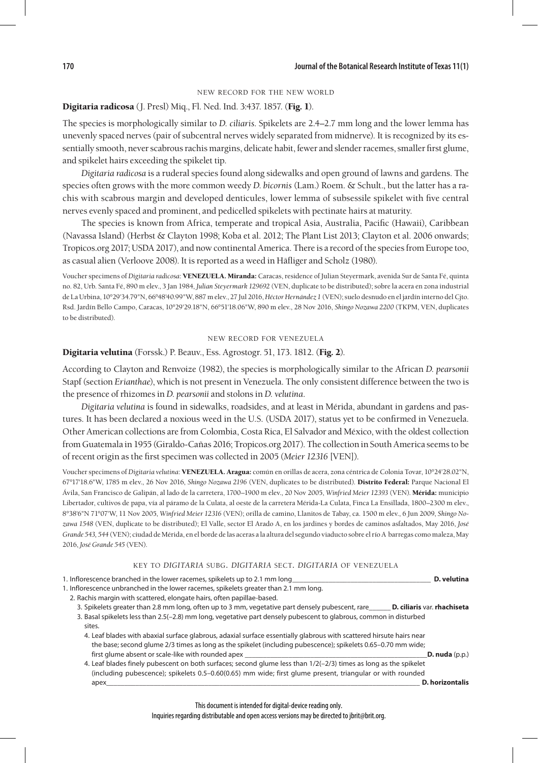### NEW RECORD FOR THE NEW WORLD

**Digitaria radicosa** (J. Presl) Miq., Fl. Ned. Ind. 3:437. 1857. (**Fig. 1**).

The species is morphologically similar to *D. ciliaris*. Spikelets are 2.4–2.7 mm long and the lower lemma has unevenly spaced nerves (pair of subcentral nerves widely separated from midnerve). It is recognized by its essentially smooth, never scabrous rachis margins, delicate habit, fewer and slender racemes, smaller first glume, and spikelet hairs exceeding the spikelet tip.

*Digitaria radicosa* is a ruderal species found along sidewalks and open ground of lawns and gardens. The species often grows with the more common weedy *D. bicornis* (Lam.) Roem. & Schult., but the latter has a rachis with scabrous margin and developed denticules, lower lemma of subsessile spikelet with five central nerves evenly spaced and prominent, and pedicelled spikelets with pectinate hairs at maturity.

The species is known from Africa, temperate and tropical Asia, Australia, Pacific (Hawaii), Caribbean (Navassa Island) (Herbst & Clayton 1998; Koba et al. 2012; The Plant List 2013; Clayton et al. 2006 onwards; Tropicos.org 2017; USDA 2017), and now continental America. There is a record of the species from Europe too, as casual alien (Verloove 2008). It is reported as a weed in Häfliger and Scholz (1980).

Voucher specimens of *Digitaria radicosa*: **VENEZUELA. Miranda:** Caracas, residence of Julian Steyermark, avenida Sur de Santa Fé, quinta no. 82, Urb. Santa Fé, 890 m elev., 3 Jan 1984, *Julian Steyermark 129692* (VEN, duplicate to be distributed); sobre la acera en zona industrial de La Urbina, 10°29'34.79"N, 66°48'40.99"W, 887 m elev., 27 Jul 2016, *Héctor Hernández 1* (VEN); suelo desnudo en el jardín interno del Cjto. Rsd. Jardín Bello Campo, Caracas, 10°29'29.18"N, 66°51'18.06"W, 890 m elev., 28 Nov 2016, *Shingo Nozawa 2200* (TKPM, VEN, duplicates to be distributed).

### NEW RECORD FOR VENEZUELA

**Digitaria velutina** (Forssk.) P. Beauv., Ess. Agrostogr. 51, 173. 1812. (**Fig. 2**).

According to Clayton and Renvoize (1982), the species is morphologically similar to the African *D. pearsonii* Stapf (section *Erianthae*), which is not present in Venezuela. The only consistent difference between the two is the presence of rhizomes in *D. pearsonii* and stolons in *D. velutina*.

*Digitaria velutina* is found in sidewalks, roadsides, and at least in Mérida, abundant in gardens and pastures. It has been declared a noxious weed in the U.S. (USDA 2017), status yet to be confirmed in Venezuela. Other American collections are from Colombia, Costa Rica, El Salvador and México, with the oldest collection from Guatemala in 1955 (Giraldo-Cañas 2016; Tropicos.org 2017). The collection in South America seems to be of recent origin as the first specimen was collected in 2005 (*Meier 12316* [VEN]).

Voucher specimens of *Digitaria velutina*: **VENEZUELA. Aragua:** común en orillas de acera, zona céntrica de Colonia Tovar, 10°24'28.02"N, 67°17'18.6"W, 1785 m elev., 26 Nov 2016, *Shingo Nozawa 2196* (VEN, duplicates to be distributed). **Distrito Federal:** Parque Nacional El Ávila, San Francisco de Galipán, al lado de la carretera, 1700–1900 m elev., 20 Nov 2005, *Winfried Meier 12393* (VEN). **Mérida:** municipio Libertador, cultivos de papa, vía al páramo de la Culata, al oeste de la carretera Mérida-La Culata, Finca La Ensillada, 1800–2300 m elev., 8°38'6"N 71°07'W, 11 Nov 2005, *Winfried Meier 12316* (VEN); orilla de camino, Llanitos de Tabay, ca. 1500 m elev., 6 Jun 2009, *Shingo Nozawa 1548* (VEN, duplicate to be distributed); El Valle, sector El Arado A, en los jardines y bordes de caminos asfaltados, May 2016, *José Grande 543, 544* (VEN); ciudad de Mérida, en el borde de las aceras a la altura del segundo viaducto sobre el río A barregas como maleza, May 2016, *José Grande 545* (VEN).

### KEY TO *DIGITARIA* SUBG. *DIGITARIA* SECT. *DIGITARIA* OF VENEZUELA

1. Inflorescence branched in the lower racemes, spikelets up to 2.1 mm long __________ **D. velutina**
1. Inflorescence unbranched in the lower racemes, spikelets greater than 2.1 mm long.
   2. Rachis margin with scattered, elongate hairs, often papillae-based.
      3. Spikelets greater than 2.8 mm long, often up to 3 mm, vegetative part densely pubescent, rare __________ **D. ciliaris** var. **rhachiseta**
      3. Basal spikelets less than 2.5(–2.8) mm long, vegetative part densely pubescent to glabrous, common in disturbed sites.
         4. Leaf blades with abaxial surface glabrous, adaxial surface essentially glabrous with scattered hirsute hairs near the base; second glume 2/3 times as long as the spikelet (including pubescence); spikelets 0.65–0.70 mm wide; first glume absent or scale-like with rounded apex __________ **D. nuda** (p.p.)
         4. Leaf blades finely pubescent on both surfaces; second glume less than 1/2(–2/3) times as long as the spikelet (including pubescence); spikelets 0.5–0.60(0.65) mm wide; first glume present, triangular or with rounded apex __________ **D. horizontalis**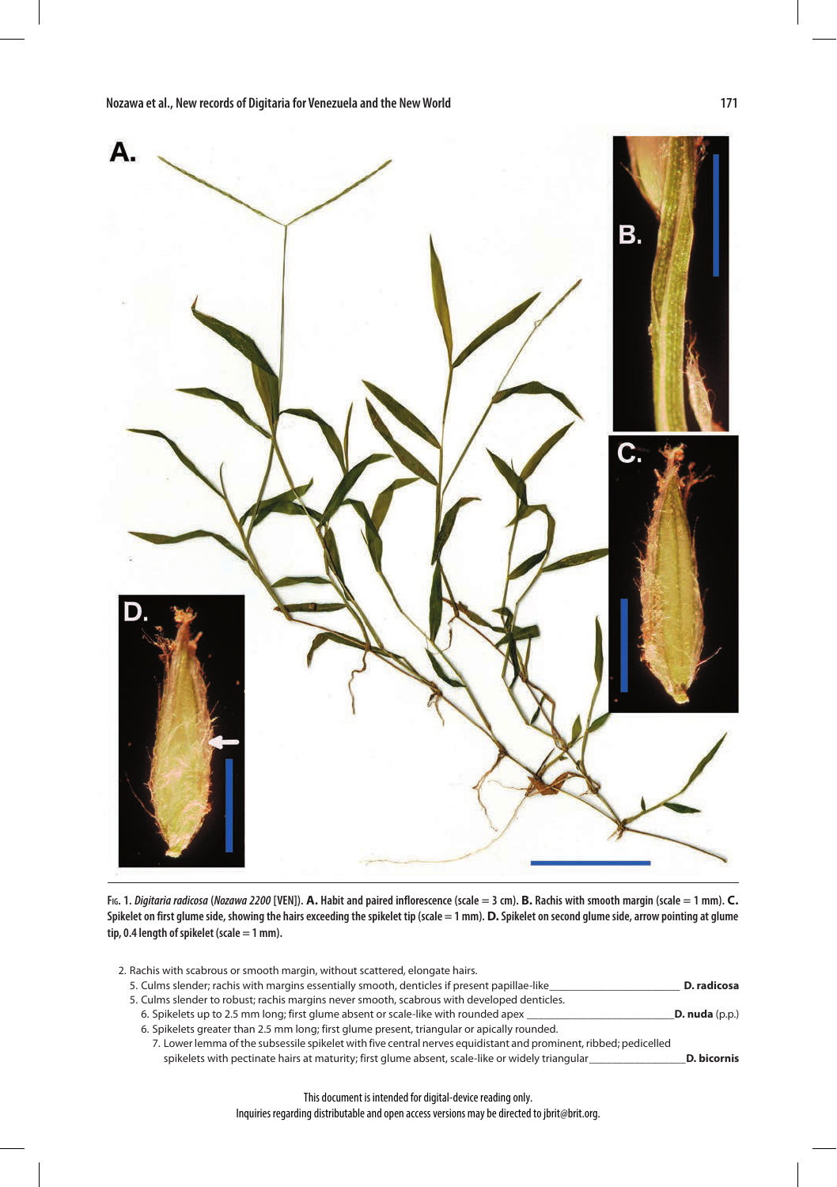**Fig. 1.** *Digitaria radicosa* (*Nozawa 2200* [VEN]). **A.** Habit and paired inflorescence (scale = 3 cm). **B.** Rachis with smooth margin (scale = 1 mm). **C.** Spikelet on first glume side, showing the hairs exceeding the spikelet tip (scale = 1 mm). **D.** Spikelet on second glume side, arrow pointing at glume tip, 0.4 length of spikelet (scale = 1 mm).

2. Rachis with scabrous or smooth margin, without scattered, elongate hairs.
   5. Culms slender; rachis with margins essentially smooth, denticles if present papillae-like ________________________ **D. radicosa**
   5. Culms slender to robust; rachis margins never smooth, scabrous with developed denticles.
      6. Spikelets up to 2.5 mm long; first glume absent or scale-like with rounded apex ___________________________ **D. nuda** (p.p.)
      6. Spikelets greater than 2.5 mm long; first glume present, triangular or apically rounded.
         7. Lower lemma of the subsessile spikelet with five central nerves equidistant and prominent, ribbed; pedicelled spikelets with pectinate hairs at maturity; first glume absent, scale-like or widely triangular __________________ **D. bicornis**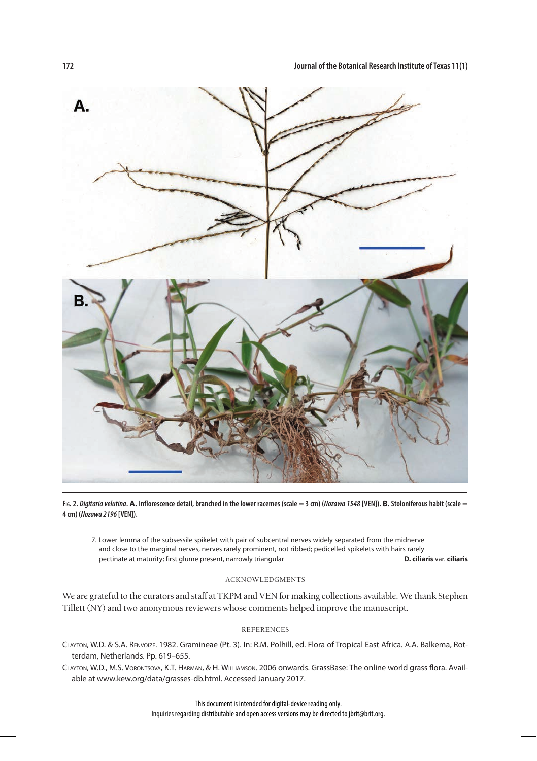Fig. 2. *Digitaria velutina*. **A.** Inflorescence detail, branched in the lower racemes (scale = 3 cm) (*Nozawa 1548* [VEN]). **B.** Stoloniferous habit (scale = 4 cm) (*Nozawa 2196* [VEN]).

7. Lower lemma of the subsessile spikelet with pair of subcentral nerves widely separated from the midnerve and close to the marginal nerves, nerves rarely prominent, not ribbed; pedicelled spikelets with hairs rarely pectinate at maturity; first glume present, narrowly triangular_______________________________ **D. ciliaris** var. **ciliaris**

## ACKNOWLEDGMENTS

We are grateful to the curators and staff at TKPM and VEN for making collections available. We thank Stephen Tillett (NY) and two anonymous reviewers whose comments helped improve the manuscript.

## REFERENCES

Clayton, W.D. & S.A. Renvoize. 1982. Gramineae (Pt. 3). In: R.M. Polhill, ed. Flora of Tropical East Africa. A.A. Balkema, Rotterdam, Netherlands. Pp. 619–655.

Clayton, W.D., M.S. Vorontsova, K.T. Harman, & H. Williamson. 2006 onwards. GrassBase: The online world grass flora. Available at www.kew.org/data/grasses-db.html. Accessed January 2017.

This document is intended for digital-device reading only.
Inquiries regarding distributable and open access versions may be directed to jbrit@brit.org.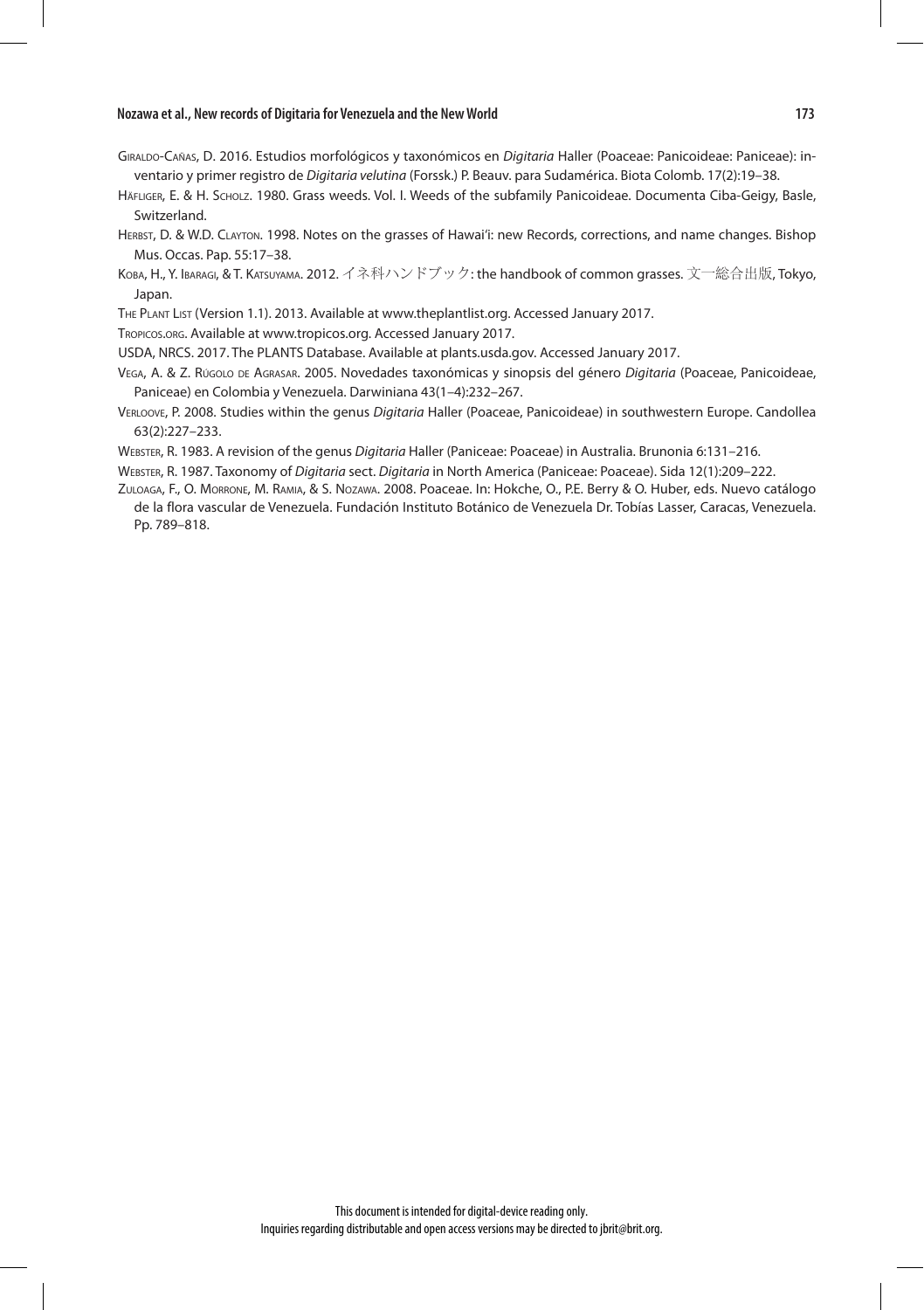Giraldo-Cañas, D. 2016. Estudios morfológicos y taxonómicos en *Digitaria* Haller (Poaceae: Panicoideae: Paniceae): inventario y primer registro de *Digitaria velutina* (Forssk.) P. Beauv. para Sudamérica. Biota Colomb. 17(2):19–38.

Häfliger, E. & H. Scholz. 1980. Grass weeds. Vol. I. Weeds of the subfamily Panicoideae. Documenta Ciba-Geigy, Basle, Switzerland.

Herbst, D. & W.D. Clayton. 1998. Notes on the grasses of Hawai'i: new Records, corrections, and name changes. Bishop Mus. Occas. Pap. 55:17–38.

Koba, H., Y. Ibaragi, & T. Katsuyama. 2012. イネ科ハンドブック: the handbook of common grasses. 文一総合出版, Tokyo, Japan.

The Plant List (Version 1.1). 2013. Available at www.theplantlist.org. Accessed January 2017.

Tropicos.org. Available at www.tropicos.org. Accessed January 2017.

USDA, NRCS. 2017. The PLANTS Database. Available at plants.usda.gov. Accessed January 2017.

Vega, A. & Z. Rúgolo de Agrasar. 2005. Novedades taxonómicas y sinopsis del género *Digitaria* (Poaceae, Panicoideae, Paniceae) en Colombia y Venezuela. Darwiniana 43(1–4):232–267.

Verloove, P. 2008. Studies within the genus *Digitaria* Haller (Poaceae, Panicoideae) in southwestern Europe. Candollea 63(2):227–233.

Webster, R. 1983. A revision of the genus *Digitaria* Haller (Paniceae: Poaceae) in Australia. Brunonia 6:131–216.

Webster, R. 1987. Taxonomy of *Digitaria* sect. *Digitaria* in North America (Paniceae: Poaceae). Sida 12(1):209–222.

Zuloaga, F., O. Morrone, M. Ramia, & S. Nozawa. 2008. Poaceae. In: Hokche, O., P.E. Berry & O. Huber, eds. Nuevo catálogo de la flora vascular de Venezuela. Fundación Instituto Botánico de Venezuela Dr. Tobías Lasser, Caracas, Venezuela. Pp. 789–818.